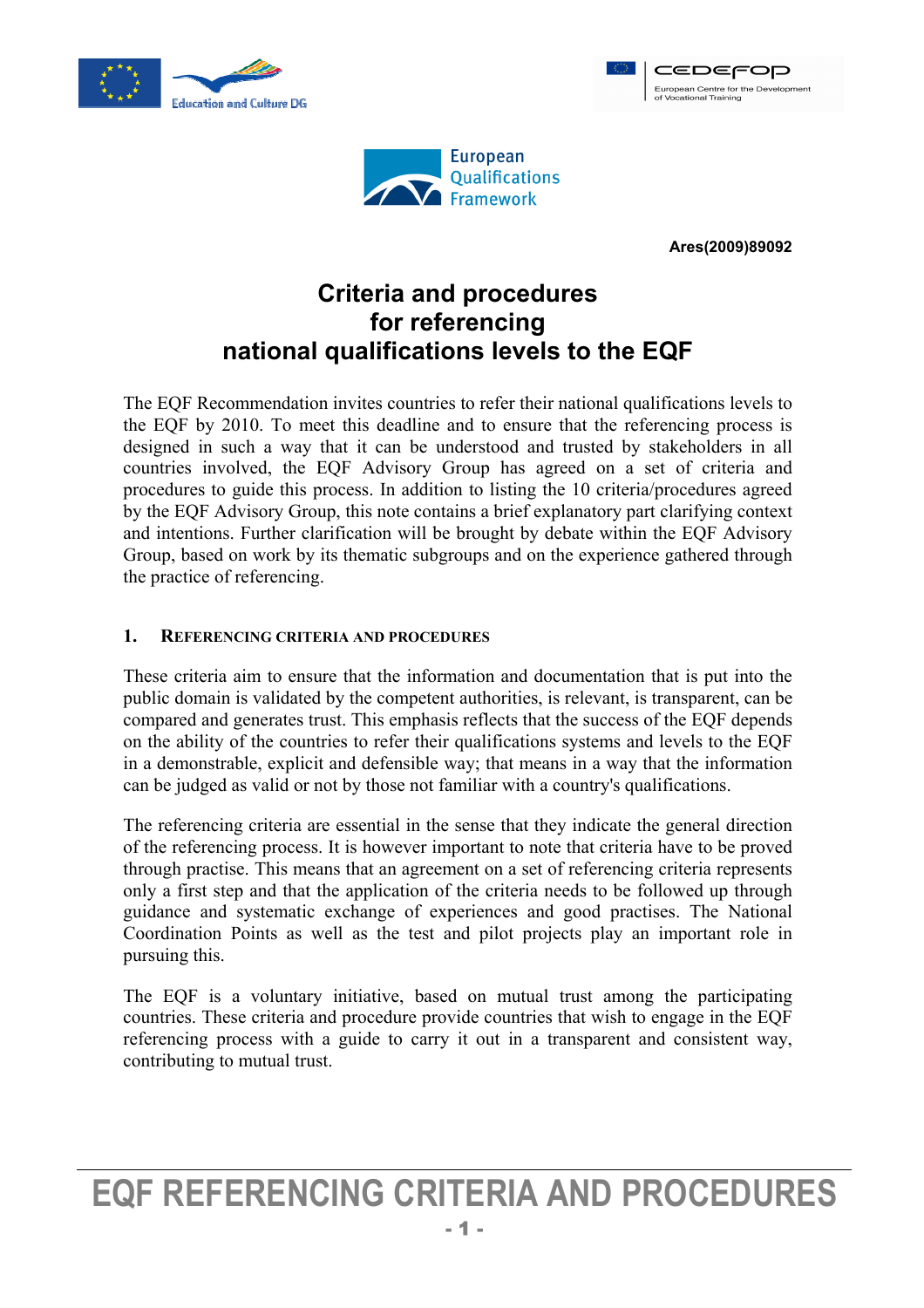Ares(2009)89092

# Criteria and procedures for referencing national qualifications levels to the EQF

The EQF Recommendation invites countries to refer their national qualifications levels to the EQF by 2010. To meet this deadline and to ensure that the referencing process is designed in such a way that it can be understood and trusted by stakeholders in all countries involved, the EQF Advisory Group has agreed on a set of criteria and procedures to guide this process. In addition to listing the 10 criteria/procedures agreed by the EQF Advisory Group, this note contains a brief explanatory part clarifying context and intentions. Further clarification will be brought by debate within the EQF Advisory Group, based on work by its thematic subgroups and on the experience gathered through the practice of referencing.

## 1. Referencing criteria and procedures

These criteria aim to ensure that the information and documentation that is put into the public domain is validated by the competent authorities, is relevant, is transparent, can be compared and generates trust. This emphasis reflects that the success of the EQF depends on the ability of the countries to refer their qualifications systems and levels to the EQF in a demonstrable, explicit and defensible way; that means in a way that the information can be judged as valid or not by those not familiar with a country's qualifications.

The referencing criteria are essential in the sense that they indicate the general direction of the referencing process. It is however important to note that criteria have to be proved through practise. This means that an agreement on a set of referencing criteria represents only a first step and that the application of the criteria needs to be followed up through guidance and systematic exchange of experiences and good practises. The National Coordination Points as well as the test and pilot projects play an important role in pursuing this.

The EQF is a voluntary initiative, based on mutual trust among the participating countries. These criteria and procedure provide countries that wish to engage in the EQF referencing process with a guide to carry it out in a transparent and consistent way, contributing to mutual trust.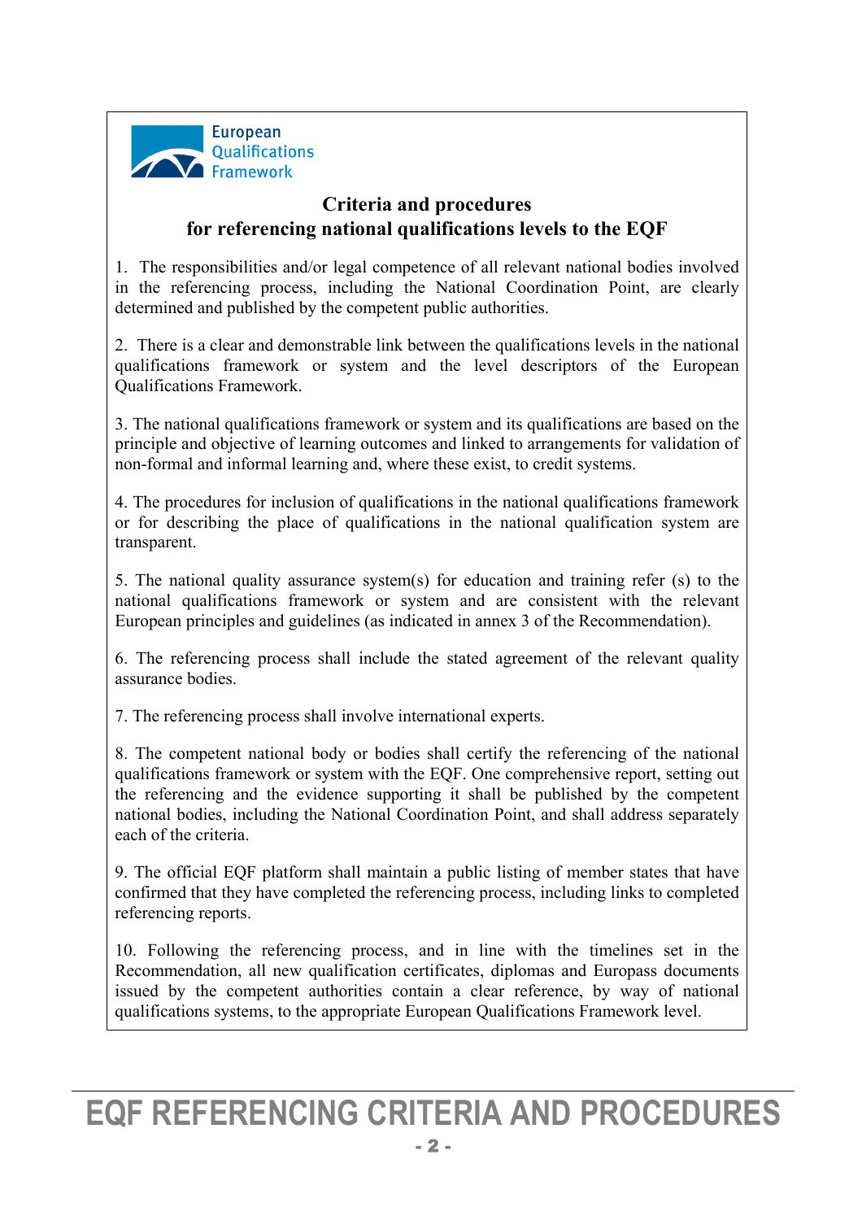European Qualifications Framework

## Criteria and procedures
## for referencing national qualifications levels to the EQF

1. The responsibilities and/or legal competence of all relevant national bodies involved in the referencing process, including the National Coordination Point, are clearly determined and published by the competent public authorities.

2. There is a clear and demonstrable link between the qualifications levels in the national qualifications framework or system and the level descriptors of the European Qualifications Framework.

3. The national qualifications framework or system and its qualifications are based on the principle and objective of learning outcomes and linked to arrangements for validation of non-formal and informal learning and, where these exist, to credit systems.

4. The procedures for inclusion of qualifications in the national qualifications framework or for describing the place of qualifications in the national qualification system are transparent.

5. The national quality assurance system(s) for education and training refer (s) to the national qualifications framework or system and are consistent with the relevant European principles and guidelines (as indicated in annex 3 of the Recommendation).

6. The referencing process shall include the stated agreement of the relevant quality assurance bodies.

7. The referencing process shall involve international experts.

8. The competent national body or bodies shall certify the referencing of the national qualifications framework or system with the EQF. One comprehensive report, setting out the referencing and the evidence supporting it shall be published by the competent national bodies, including the National Coordination Point, and shall address separately each of the criteria.

9. The official EQF platform shall maintain a public listing of member states that have confirmed that they have completed the referencing process, including links to completed referencing reports.

10. Following the referencing process, and in line with the timelines set in the Recommendation, all new qualification certificates, diplomas and Europass documents issued by the competent authorities contain a clear reference, by way of national qualifications systems, to the appropriate European Qualifications Framework level.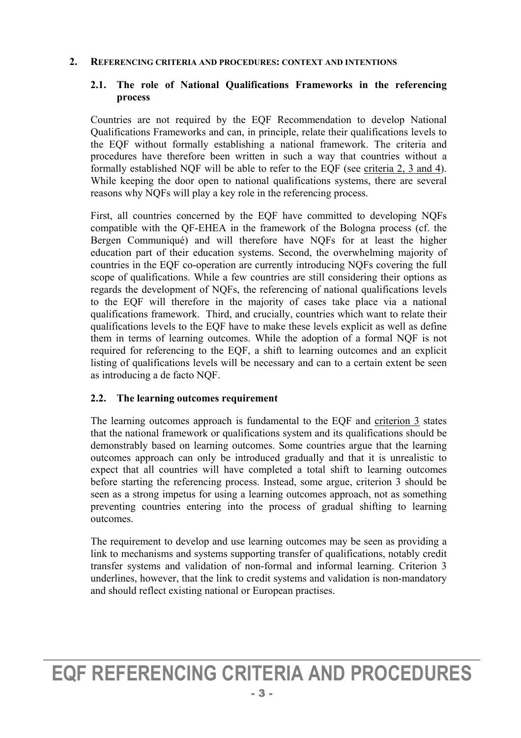## 2. REFERENCING CRITERIA AND PROCEDURES: CONTEXT AND INTENTIONS

### 2.1. The role of National Qualifications Frameworks in the referencing process

Countries are not required by the EQF Recommendation to develop National Qualifications Frameworks and can, in principle, relate their qualifications levels to the EQF without formally establishing a national framework. The criteria and procedures have therefore been written in such a way that countries without a formally established NQF will be able to refer to the EQF (see criteria 2, 3 and 4). While keeping the door open to national qualifications systems, there are several reasons why NQFs will play a key role in the referencing process.

First, all countries concerned by the EQF have committed to developing NQFs compatible with the QF-EHEA in the framework of the Bologna process (cf. the Bergen Communiqué) and will therefore have NQFs for at least the higher education part of their education systems. Second, the overwhelming majority of countries in the EQF co-operation are currently introducing NQFs covering the full scope of qualifications. While a few countries are still considering their options as regards the development of NQFs, the referencing of national qualifications levels to the EQF will therefore in the majority of cases take place via a national qualifications framework. Third, and crucially, countries which want to relate their qualifications levels to the EQF have to make these levels explicit as well as define them in terms of learning outcomes. While the adoption of a formal NQF is not required for referencing to the EQF, a shift to learning outcomes and an explicit listing of qualifications levels will be necessary and can to a certain extent be seen as introducing a de facto NQF.

### 2.2. The learning outcomes requirement

The learning outcomes approach is fundamental to the EQF and criterion 3 states that the national framework or qualifications system and its qualifications should be demonstrably based on learning outcomes. Some countries argue that the learning outcomes approach can only be introduced gradually and that it is unrealistic to expect that all countries will have completed a total shift to learning outcomes before starting the referencing process. Instead, some argue, criterion 3 should be seen as a strong impetus for using a learning outcomes approach, not as something preventing countries entering into the process of gradual shifting to learning outcomes.

The requirement to develop and use learning outcomes may be seen as providing a link to mechanisms and systems supporting transfer of qualifications, notably credit transfer systems and validation of non-formal and informal learning. Criterion 3 underlines, however, that the link to credit systems and validation is non-mandatory and should reflect existing national or European practises.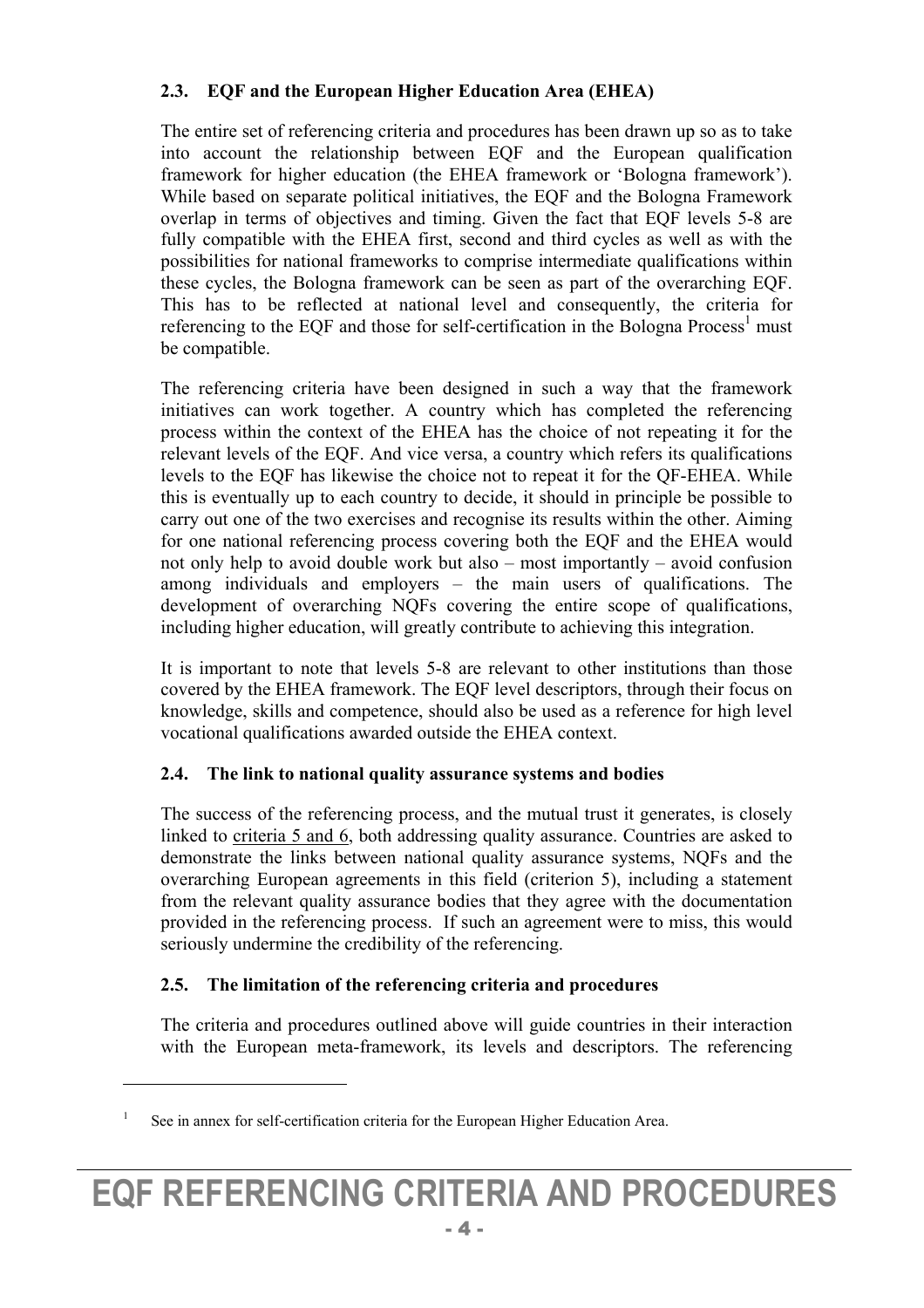### 2.3. EQF and the European Higher Education Area (EHEA)

The entire set of referencing criteria and procedures has been drawn up so as to take into account the relationship between EQF and the European qualification framework for higher education (the EHEA framework or 'Bologna framework'). While based on separate political initiatives, the EQF and the Bologna Framework overlap in terms of objectives and timing. Given the fact that EQF levels 5-8 are fully compatible with the EHEA first, second and third cycles as well as with the possibilities for national frameworks to comprise intermediate qualifications within these cycles, the Bologna framework can be seen as part of the overarching EQF. This has to be reflected at national level and consequently, the criteria for referencing to the EQF and those for self-certification in the Bologna Process[1] must be compatible.

The referencing criteria have been designed in such a way that the framework initiatives can work together. A country which has completed the referencing process within the context of the EHEA has the choice of not repeating it for the relevant levels of the EQF. And vice versa, a country which refers its qualifications levels to the EQF has likewise the choice not to repeat it for the QF-EHEA. While this is eventually up to each country to decide, it should in principle be possible to carry out one of the two exercises and recognise its results within the other. Aiming for one national referencing process covering both the EQF and the EHEA would not only help to avoid double work but also – most importantly – avoid confusion among individuals and employers – the main users of qualifications. The development of overarching NQFs covering the entire scope of qualifications, including higher education, will greatly contribute to achieving this integration.

It is important to note that levels 5-8 are relevant to other institutions than those covered by the EHEA framework. The EQF level descriptors, through their focus on knowledge, skills and competence, should also be used as a reference for high level vocational qualifications awarded outside the EHEA context.

### 2.4. The link to national quality assurance systems and bodies

The success of the referencing process, and the mutual trust it generates, is closely linked to criteria 5 and 6, both addressing quality assurance. Countries are asked to demonstrate the links between national quality assurance systems, NQFs and the overarching European agreements in this field (criterion 5), including a statement from the relevant quality assurance bodies that they agree with the documentation provided in the referencing process. If such an agreement were to miss, this would seriously undermine the credibility of the referencing.

### 2.5. The limitation of the referencing criteria and procedures

The criteria and procedures outlined above will guide countries in their interaction with the European meta-framework, its levels and descriptors. The referencing

[1] See in annex for self-certification criteria for the European Higher Education Area.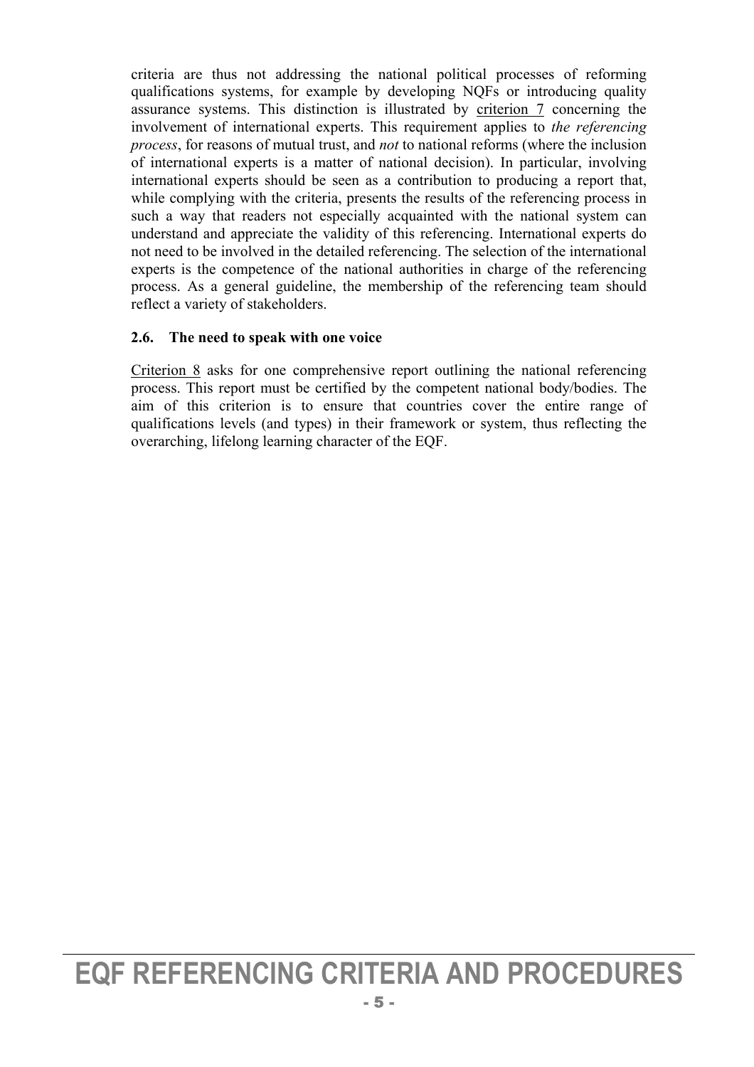criteria are thus not addressing the national political processes of reforming qualifications systems, for example by developing NQFs or introducing quality assurance systems. This distinction is illustrated by criterion 7 concerning the involvement of international experts. This requirement applies to *the referencing process*, for reasons of mutual trust, and *not* to national reforms (where the inclusion of international experts is a matter of national decision). In particular, involving international experts should be seen as a contribution to producing a report that, while complying with the criteria, presents the results of the referencing process in such a way that readers not especially acquainted with the national system can understand and appreciate the validity of this referencing. International experts do not need to be involved in the detailed referencing. The selection of the international experts is the competence of the national authorities in charge of the referencing process. As a general guideline, the membership of the referencing team should reflect a variety of stakeholders.

### 2.6. The need to speak with one voice

Criterion 8 asks for one comprehensive report outlining the national referencing process. This report must be certified by the competent national body/bodies. The aim of this criterion is to ensure that countries cover the entire range of qualifications levels (and types) in their framework or system, thus reflecting the overarching, lifelong learning character of the EQF.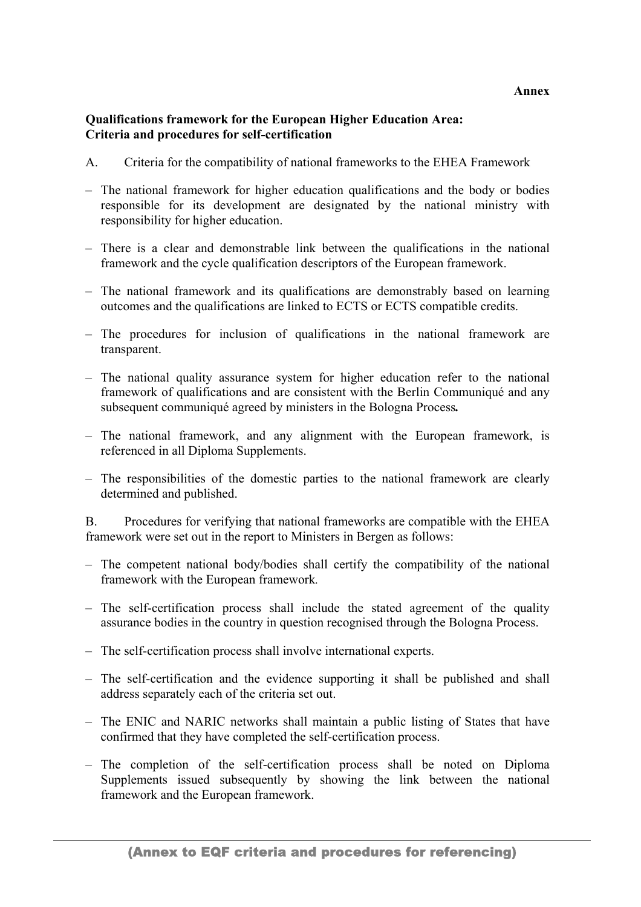**Annex**

**Qualifications framework for the European Higher Education Area: Criteria and procedures for self-certification**

A. Criteria for the compatibility of national frameworks to the EHEA Framework

- The national framework for higher education qualifications and the body or bodies responsible for its development are designated by the national ministry with responsibility for higher education.
- There is a clear and demonstrable link between the qualifications in the national framework and the cycle qualification descriptors of the European framework.
- The national framework and its qualifications are demonstrably based on learning outcomes and the qualifications are linked to ECTS or ECTS compatible credits.
- The procedures for inclusion of qualifications in the national framework are transparent.
- The national quality assurance system for higher education refer to the national framework of qualifications and are consistent with the Berlin Communiqué and any subsequent communiqué agreed by ministers in the Bologna Process**.**
- The national framework, and any alignment with the European framework, is referenced in all Diploma Supplements.
- The responsibilities of the domestic parties to the national framework are clearly determined and published.

B. Procedures for verifying that national frameworks are compatible with the EHEA framework were set out in the report to Ministers in Bergen as follows:

- The competent national body/bodies shall certify the compatibility of the national framework with the European framework.
- The self-certification process shall include the stated agreement of the quality assurance bodies in the country in question recognised through the Bologna Process.
- The self-certification process shall involve international experts.
- The self-certification and the evidence supporting it shall be published and shall address separately each of the criteria set out.
- The ENIC and NARIC networks shall maintain a public listing of States that have confirmed that they have completed the self-certification process.
- The completion of the self-certification process shall be noted on Diploma Supplements issued subsequently by showing the link between the national framework and the European framework.

(Annex to EQF criteria and procedures for referencing)